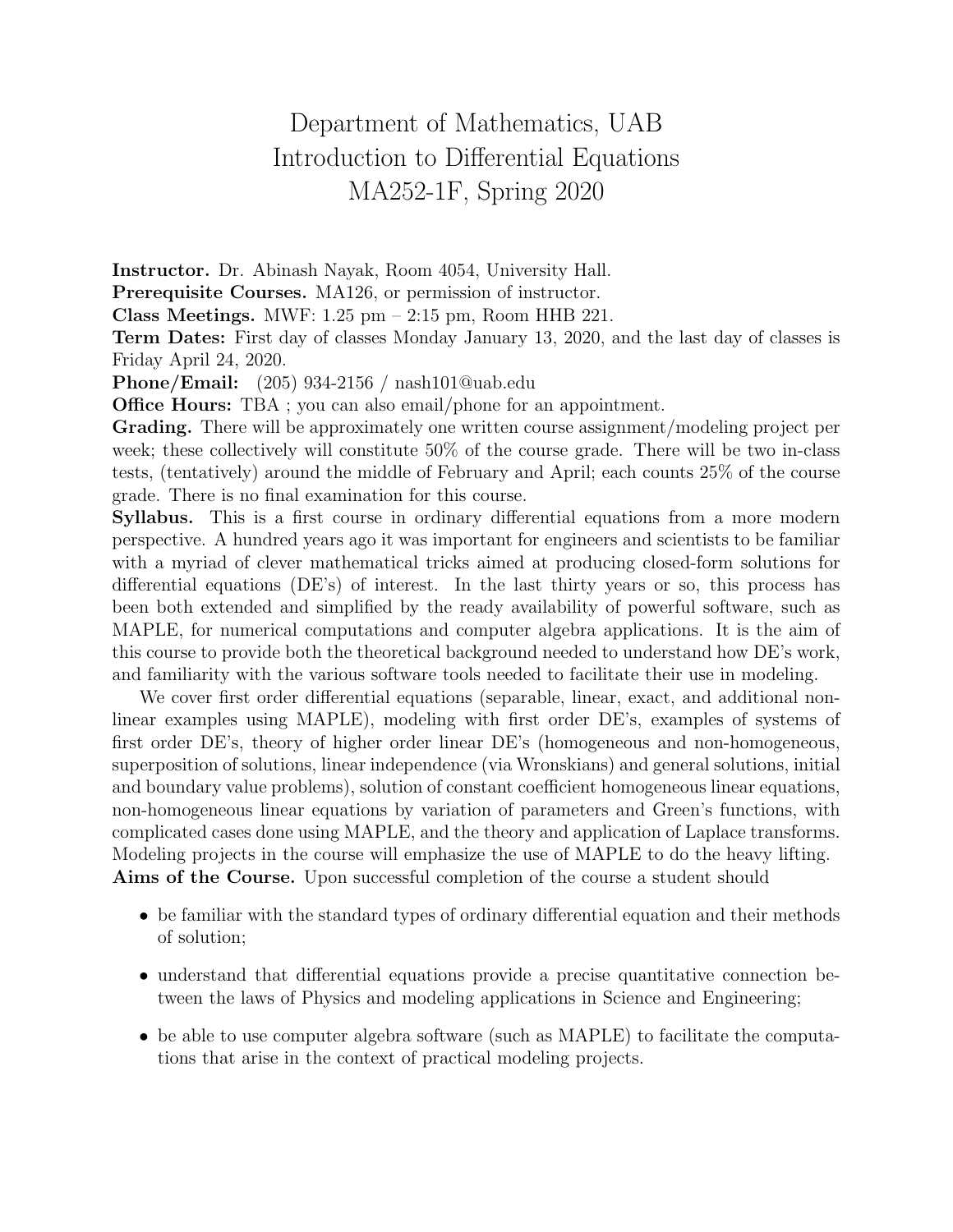# Department of Mathematics, UAB
# Introduction to Differential Equations
# MA252-1F, Spring 2020

**Instructor.** Dr. Abinash Nayak, Room 4054, University Hall.
**Prerequisite Courses.** MA126, or permission of instructor.
**Class Meetings.** MWF: 1.25 pm – 2:15 pm, Room HHB 221.
**Term Dates:** First day of classes Monday January 13, 2020, and the last day of classes is Friday April 24, 2020.
**Phone/Email:** (205) 934-2156 / nash101@uab.edu
**Office Hours:** TBA ; you can also email/phone for an appointment.
**Grading.** There will be approximately one written course assignment/modeling project per week; these collectively will constitute 50% of the course grade. There will be two in-class tests, (tentatively) around the middle of February and April; each counts 25% of the course grade. There is no final examination for this course.
**Syllabus.** This is a first course in ordinary differential equations from a more modern perspective. A hundred years ago it was important for engineers and scientists to be familiar with a myriad of clever mathematical tricks aimed at producing closed-form solutions for differential equations (DE's) of interest. In the last thirty years or so, this process has been both extended and simplified by the ready availability of powerful software, such as MAPLE, for numerical computations and computer algebra applications. It is the aim of this course to provide both the theoretical background needed to understand how DE's work, and familiarity with the various software tools needed to facilitate their use in modeling.

We cover first order differential equations (separable, linear, exact, and additional nonlinear examples using MAPLE), modeling with first order DE's, examples of systems of first order DE's, theory of higher order linear DE's (homogeneous and non-homogeneous, superposition of solutions, linear independence (via Wronskians) and general solutions, initial and boundary value problems), solution of constant coefficient homogeneous linear equations, non-homogeneous linear equations by variation of parameters and Green's functions, with complicated cases done using MAPLE, and the theory and application of Laplace transforms. Modeling projects in the course will emphasize the use of MAPLE to do the heavy lifting.
**Aims of the Course.** Upon successful completion of the course a student should

- be familiar with the standard types of ordinary differential equation and their methods of solution;
- understand that differential equations provide a precise quantitative connection between the laws of Physics and modeling applications in Science and Engineering;
- be able to use computer algebra software (such as MAPLE) to facilitate the computations that arise in the context of practical modeling projects.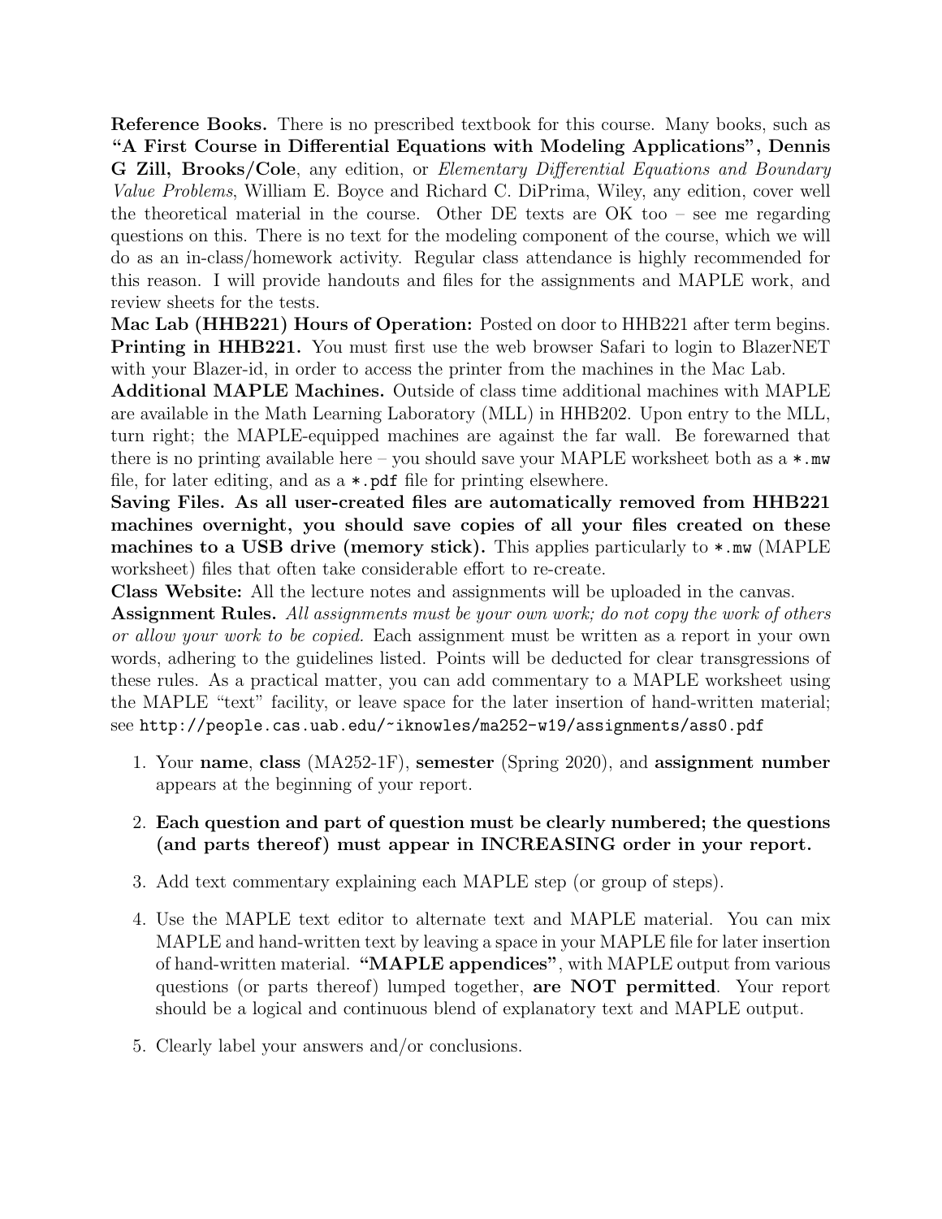**Reference Books.** There is no prescribed textbook for this course. Many books, such as **"A First Course in Differential Equations with Modeling Applications", Dennis G Zill, Brooks/Cole**, any edition, or *Elementary Differential Equations and Boundary Value Problems*, William E. Boyce and Richard C. DiPrima, Wiley, any edition, cover well the theoretical material in the course. Other DE texts are OK too – see me regarding questions on this. There is no text for the modeling component of the course, which we will do as an in-class/homework activity. Regular class attendance is highly recommended for this reason. I will provide handouts and files for the assignments and MAPLE work, and review sheets for the tests.

**Mac Lab (HHB221) Hours of Operation:** Posted on door to HHB221 after term begins.

**Printing in HHB221.** You must first use the web browser Safari to login to BlazerNET with your Blazer-id, in order to access the printer from the machines in the Mac Lab.

**Additional MAPLE Machines.** Outside of class time additional machines with MAPLE are available in the Math Learning Laboratory (MLL) in HHB202. Upon entry to the MLL, turn right; the MAPLE-equipped machines are against the far wall. Be forewarned that there is no printing available here – you should save your MAPLE worksheet both as a `*.mw` file, for later editing, and as a `*.pdf` file for printing elsewhere.

**Saving Files. As all user-created files are automatically removed from HHB221 machines overnight, you should save copies of all your files created on these machines to a USB drive (memory stick).** This applies particularly to `*.mw` (MAPLE worksheet) files that often take considerable effort to re-create.

**Class Website:** All the lecture notes and assignments will be uploaded in the canvas.

**Assignment Rules.** *All assignments must be your own work; do not copy the work of others or allow your work to be copied.* Each assignment must be written as a report in your own words, adhering to the guidelines listed. Points will be deducted for clear transgressions of these rules. As a practical matter, you can add commentary to a MAPLE worksheet using the MAPLE "text" facility, or leave space for the later insertion of hand-written material; see `http://people.cas.uab.edu/~iknowles/ma252-w19/assignments/ass0.pdf`

1. Your **name**, **class** (MA252-1F), **semester** (Spring 2020), and **assignment number** appears at the beginning of your report.

2. **Each question and part of question must be clearly numbered; the questions (and parts thereof) must appear in INCREASING order in your report.**

3. Add text commentary explaining each MAPLE step (or group of steps).

4. Use the MAPLE text editor to alternate text and MAPLE material. You can mix MAPLE and hand-written text by leaving a space in your MAPLE file for later insertion of hand-written material. **"MAPLE appendices"**, with MAPLE output from various questions (or parts thereof) lumped together, **are NOT permitted**. Your report should be a logical and continuous blend of explanatory text and MAPLE output.

5. Clearly label your answers and/or conclusions.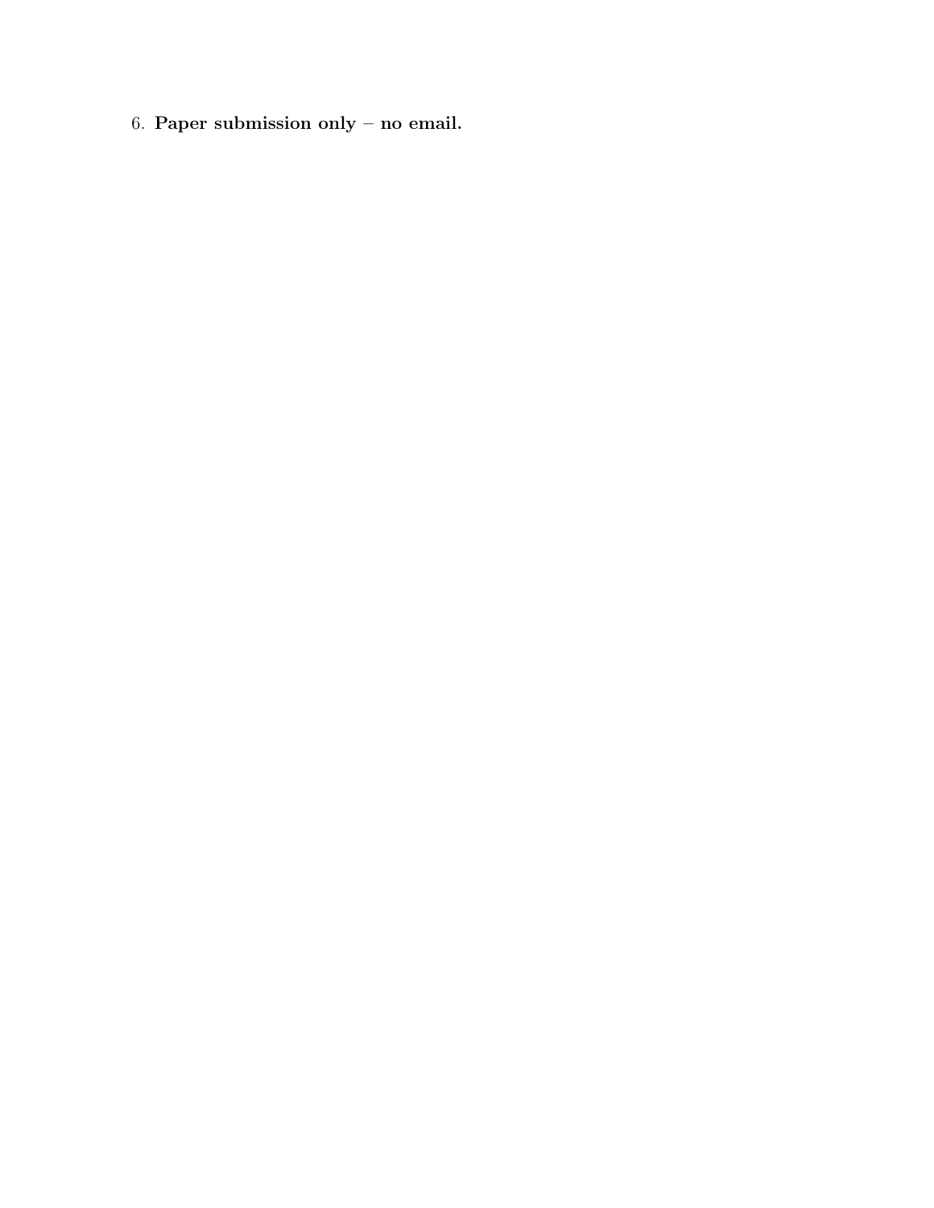6. **Paper submission only – no email.**